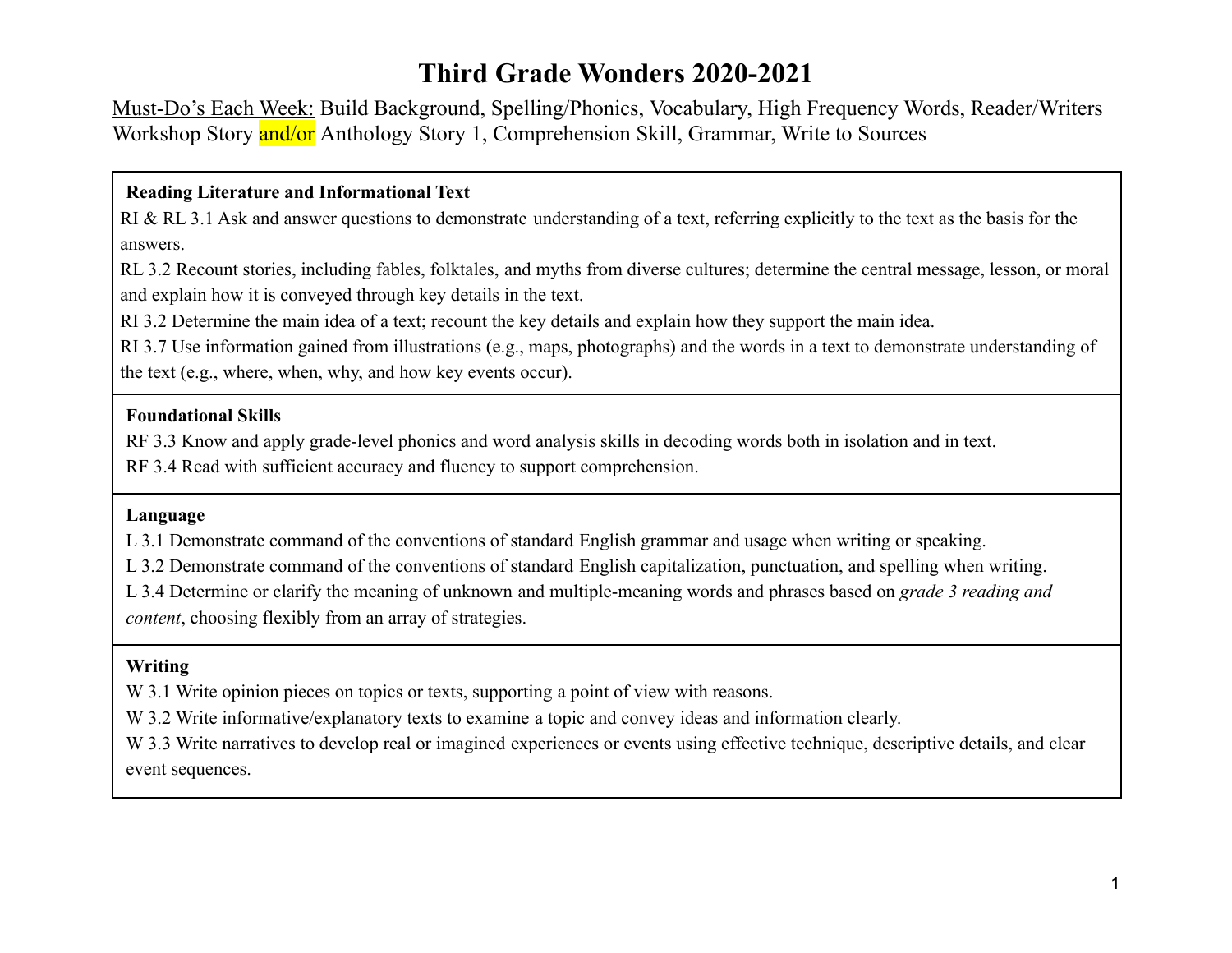# Third Grade Wonders 2020-2021

Must-Do's Each Week: Build Background, Spelling/Phonics, Vocabulary, High Frequency Words, Reader/Writers Workshop Story and/or Anthology Story 1, Comprehension Skill, Grammar, Write to Sources

**Reading Literature and Informational Text**

RI & RL 3.1 Ask and answer questions to demonstrate understanding of a text, referring explicitly to the text as the basis for the answers.

RL 3.2 Recount stories, including fables, folktales, and myths from diverse cultures; determine the central message, lesson, or moral and explain how it is conveyed through key details in the text.

RI 3.2 Determine the main idea of a text; recount the key details and explain how they support the main idea.

RI 3.7 Use information gained from illustrations (e.g., maps, photographs) and the words in a text to demonstrate understanding of the text (e.g., where, when, why, and how key events occur).

**Foundational Skills**

RF 3.3 Know and apply grade-level phonics and word analysis skills in decoding words both in isolation and in text.

RF 3.4 Read with sufficient accuracy and fluency to support comprehension.

**Language**

L 3.1 Demonstrate command of the conventions of standard English grammar and usage when writing or speaking.

L 3.2 Demonstrate command of the conventions of standard English capitalization, punctuation, and spelling when writing.

L 3.4 Determine or clarify the meaning of unknown and multiple-meaning words and phrases based on *grade 3 reading and content*, choosing flexibly from an array of strategies.

**Writing**

W 3.1 Write opinion pieces on topics or texts, supporting a point of view with reasons.

W 3.2 Write informative/explanatory texts to examine a topic and convey ideas and information clearly.

W 3.3 Write narratives to develop real or imagined experiences or events using effective technique, descriptive details, and clear event sequences.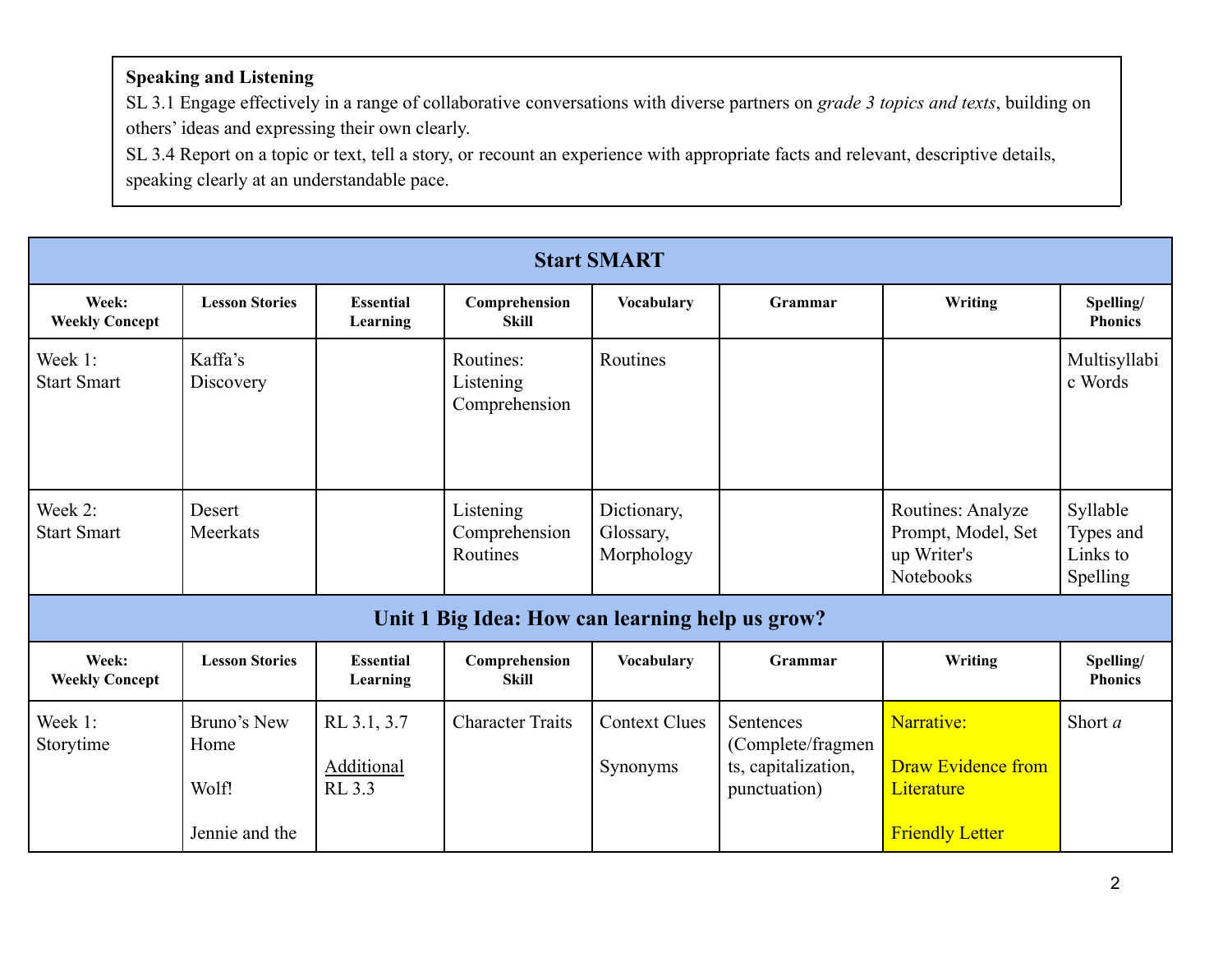**Speaking and Listening**

SL 3.1 Engage effectively in a range of collaborative conversations with diverse partners on *grade 3 topics and texts*, building on others' ideas and expressing their own clearly.

SL 3.4 Report on a topic or text, tell a story, or recount an experience with appropriate facts and relevant, descriptive details, speaking clearly at an understandable pace.

| **Start SMART** | | | | | | | |
|---|---|---|---|---|---|---|---|
| **Week: Weekly Concept** | **Lesson Stories** | **Essential Learning** | **Comprehension Skill** | **Vocabulary** | **Grammar** | **Writing** | **Spelling/ Phonics** |
| Week 1: Start Smart | Kaffa's Discovery | | Routines: Listening Comprehension | Routines | | | Multisyllabic Words |
| Week 2: Start Smart | Desert Meerkats | | Listening Comprehension Routines | Dictionary, Glossary, Morphology | | Routines: Analyze Prompt, Model, Set up Writer's Notebooks | Syllable Types and Links to Spelling |
| **Unit 1 Big Idea: How can learning help us grow?** | | | | | | | |
| **Week: Weekly Concept** | **Lesson Stories** | **Essential Learning** | **Comprehension Skill** | **Vocabulary** | **Grammar** | **Writing** | **Spelling/ Phonics** |
| Week 1: Storytime | Bruno's New Home<br><br>Wolf!<br><br>Jennie and the | RL 3.1, 3.7<br><br>Additional RL 3.3 | Character Traits | Context Clues<br><br>Synonyms | Sentences (Complete/fragments, capitalization, punctuation) | Narrative:<br><br>Draw Evidence from Literature<br><br>Friendly Letter | Short *a* |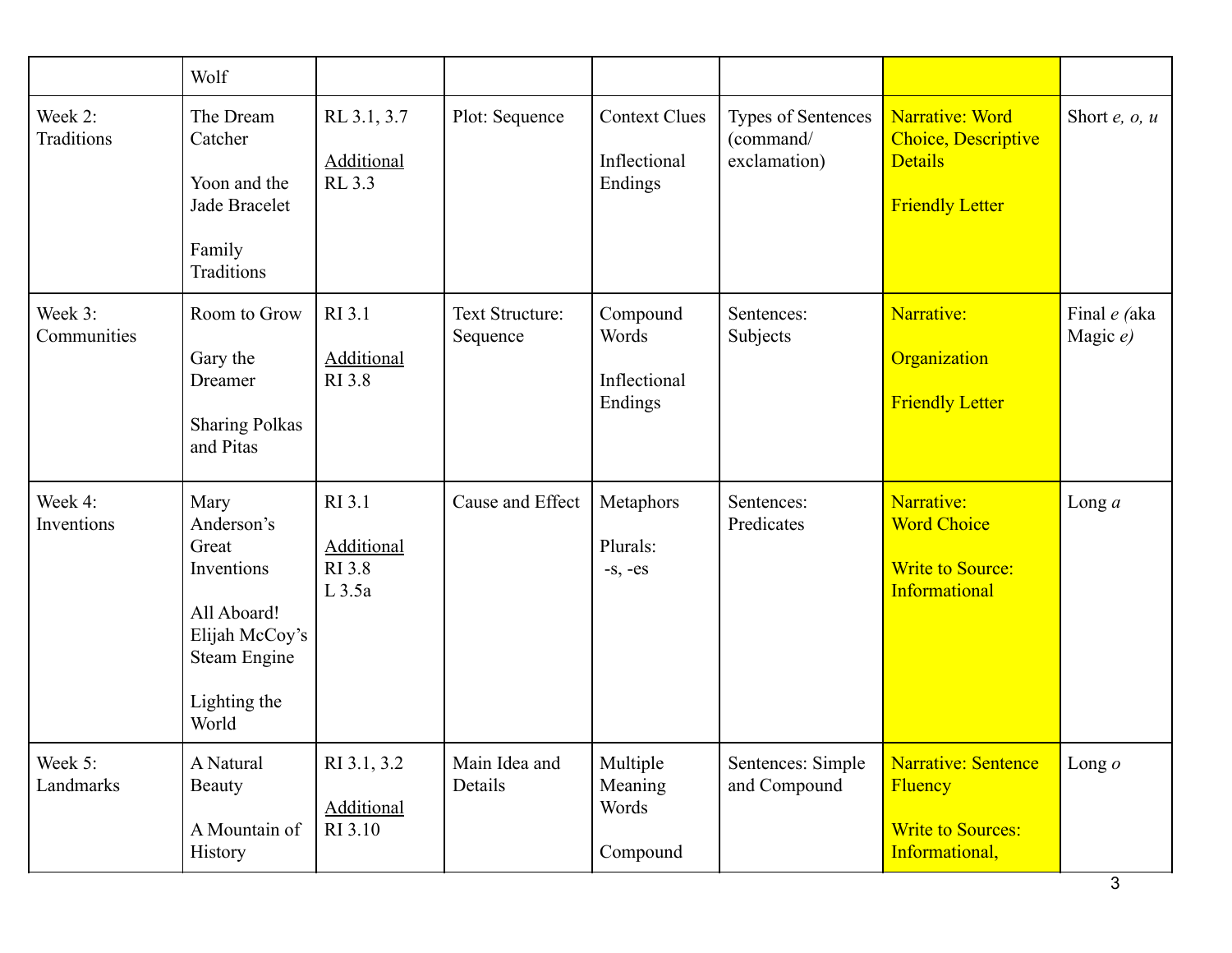|  |  |  |  |  |  |  |  |
|---|---|---|---|---|---|---|---|
|  | Wolf |  |  |  |  |  |  |
| Week 2: Traditions | The Dream Catcher<br><br>Yoon and the Jade Bracelet<br><br>Family Traditions | RL 3.1, 3.7<br><br><u>Additional</u><br>RL 3.3 | Plot: Sequence | Context Clues<br><br>Inflectional Endings | Types of Sentences (command/ exclamation) | Narrative: Word Choice, Descriptive Details<br><br>Friendly Letter | Short *e, o, u* |
| Week 3: Communities | Room to Grow<br><br>Gary the Dreamer<br><br>Sharing Polkas and Pitas | RI 3.1<br><br><u>Additional</u><br>RI 3.8 | Text Structure: Sequence | Compound Words<br><br>Inflectional Endings | Sentences: Subjects | Narrative:<br><br>Organization<br><br>Friendly Letter | Final *e (*aka Magic *e)* |
| Week 4: Inventions | Mary Anderson's Great Inventions<br><br>All Aboard! Elijah McCoy's Steam Engine<br><br>Lighting the World | RI 3.1<br><br><u>Additional</u><br>RI 3.8<br>L 3.5a | Cause and Effect | Metaphors<br><br>Plurals:<br>-s, -es | Sentences: Predicates | Narrative:<br>Word Choice<br><br>Write to Source: Informational | Long *a* |
| Week 5: Landmarks | A Natural Beauty<br><br>A Mountain of History | RI 3.1, 3.2<br><br><u>Additional</u><br>RI 3.10 | Main Idea and Details | Multiple Meaning Words<br><br>Compound | Sentences: Simple and Compound | Narrative: Sentence Fluency<br><br>Write to Sources: Informational, | Long *o* |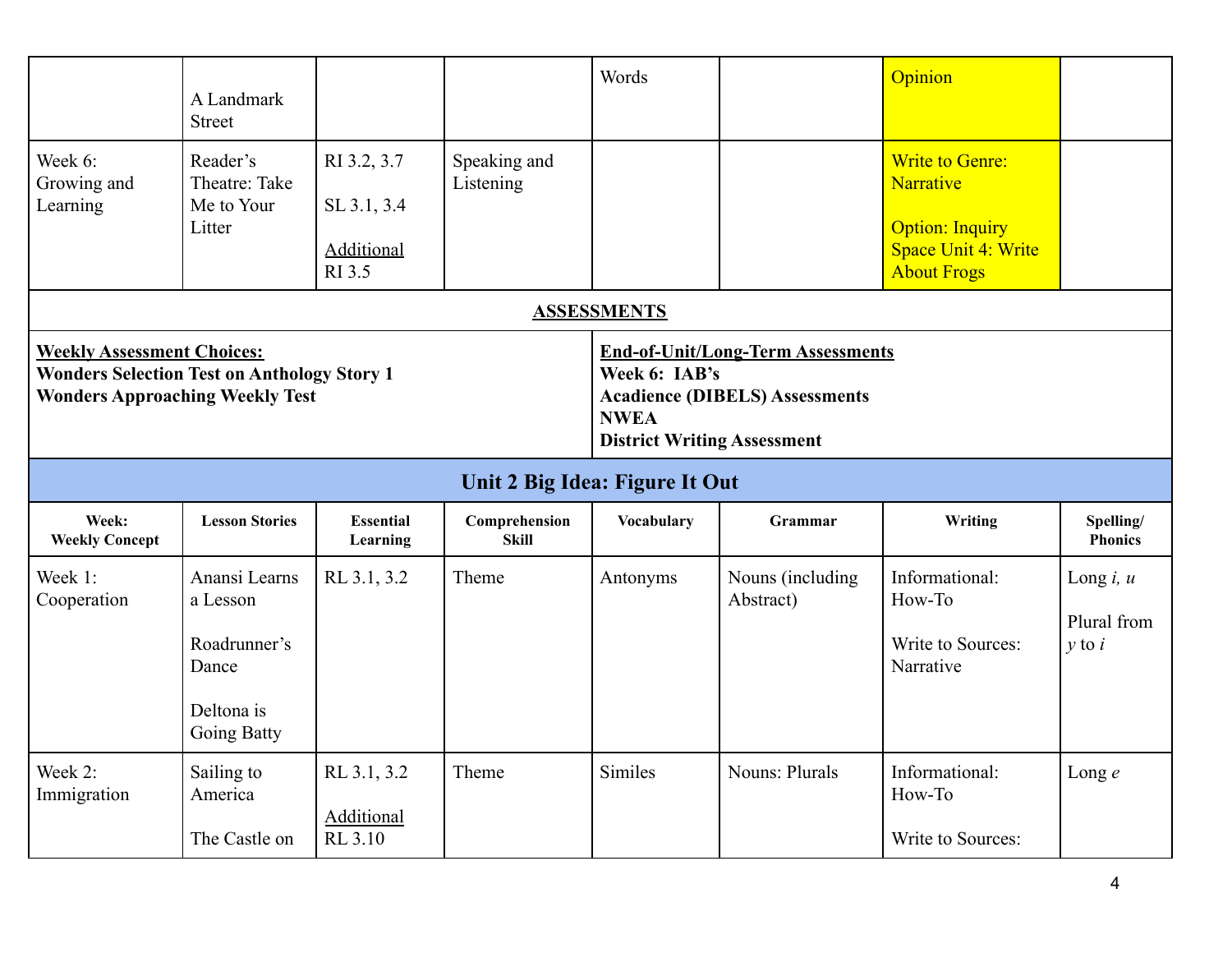| | | | | | | | |
|---|---|---|---|---|---|---|---|
| | A Landmark Street | | | Words | | Opinion | |
| Week 6: Growing and Learning | Reader's Theatre: Take Me to Your Litter | RI 3.2, 3.7<br><br>SL 3.1, 3.4<br><br><u>Additional</u> RI 3.5 | Speaking and Listening | | | Write to Genre: Narrative<br><br>Option: Inquiry Space Unit 4: Write About Frogs | |

**<u>ASSESSMENTS</u>**

| **<u>Weekly Assessment Choices:</u>** | **<u>End-of-Unit/Long-Term Assessments</u>** |
|---|---|
| **Wonders Selection Test on Anthology Story 1**<br>**Wonders Approaching Weekly Test** | **Week 6: IAB's**<br>**Acadience (DIBELS) Assessments**<br>**NWEA**<br>**District Writing Assessment** |

## Unit 2 Big Idea: Figure It Out

| Week: Weekly Concept | Lesson Stories | Essential Learning | Comprehension Skill | Vocabulary | Grammar | Writing | Spelling/ Phonics |
|---|---|---|---|---|---|---|---|
| Week 1: Cooperation | Anansi Learns a Lesson<br><br>Roadrunner's Dance<br><br>Deltona is Going Batty | RL 3.1, 3.2 | Theme | Antonyms | Nouns (including Abstract) | Informational: How-To<br><br>Write to Sources: Narrative | Long *i, u*<br><br>Plural from *y* to *i* |
| Week 2: Immigration | Sailing to America<br><br>The Castle on | RL 3.1, 3.2<br><br><u>Additional</u> RL 3.10 | Theme | Similes | Nouns: Plurals | Informational: How-To<br><br>Write to Sources: | Long *e* |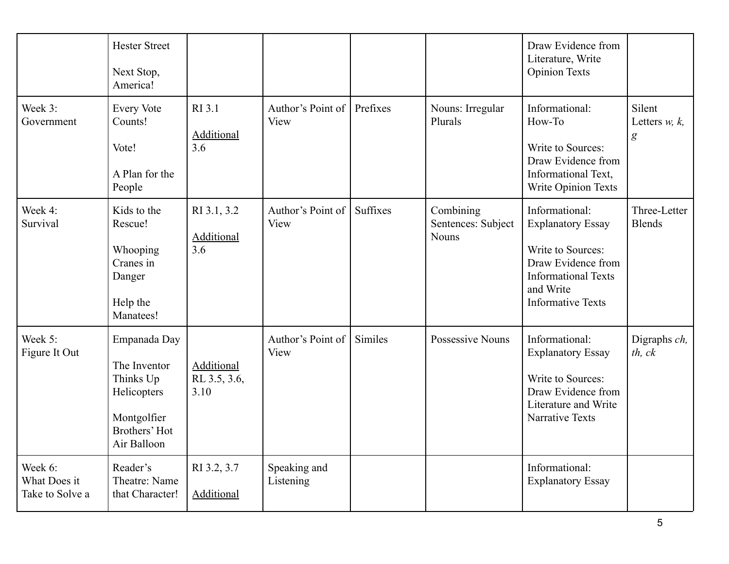|  |  |  |  |  |  |  |  |
|---|---|---|---|---|---|---|---|
|  | Hester Street<br><br>Next Stop, America! |  |  |  |  | Draw Evidence from Literature, Write Opinion Texts |  |
| Week 3: Government | Every Vote Counts!<br><br>Vote!<br><br>A Plan for the People | RI 3.1<br><br><u>Additional</u> 3.6 | Author's Point of View | Prefixes | Nouns: Irregular Plurals | Informational: How-To<br><br>Write to Sources: Draw Evidence from Informational Text, Write Opinion Texts | Silent Letters *w, k, g* |
| Week 4: Survival | Kids to the Rescue!<br><br>Whooping Cranes in Danger<br><br>Help the Manatees! | RI 3.1, 3.2<br><br><u>Additional</u> 3.6 | Author's Point of View | Suffixes | Combining Sentences: Subject Nouns | Informational: Explanatory Essay<br><br>Write to Sources: Draw Evidence from Informational Texts and Write Informative Texts | Three-Letter Blends |
| Week 5: Figure It Out | Empanada Day<br><br>The Inventor Thinks Up Helicopters<br><br>Montgolfier Brothers' Hot Air Balloon | <u>Additional</u> RL 3.5, 3.6, 3.10 | Author's Point of View | Similes | Possessive Nouns | Informational: Explanatory Essay<br><br>Write to Sources: Draw Evidence from Literature and Write Narrative Texts | Digraphs *ch, th, ck* |
| Week 6: What Does it Take to Solve a | Reader's Theatre: Name that Character! | RI 3.2, 3.7<br><br><u>Additional</u> | Speaking and Listening |  |  | Informational: Explanatory Essay |  |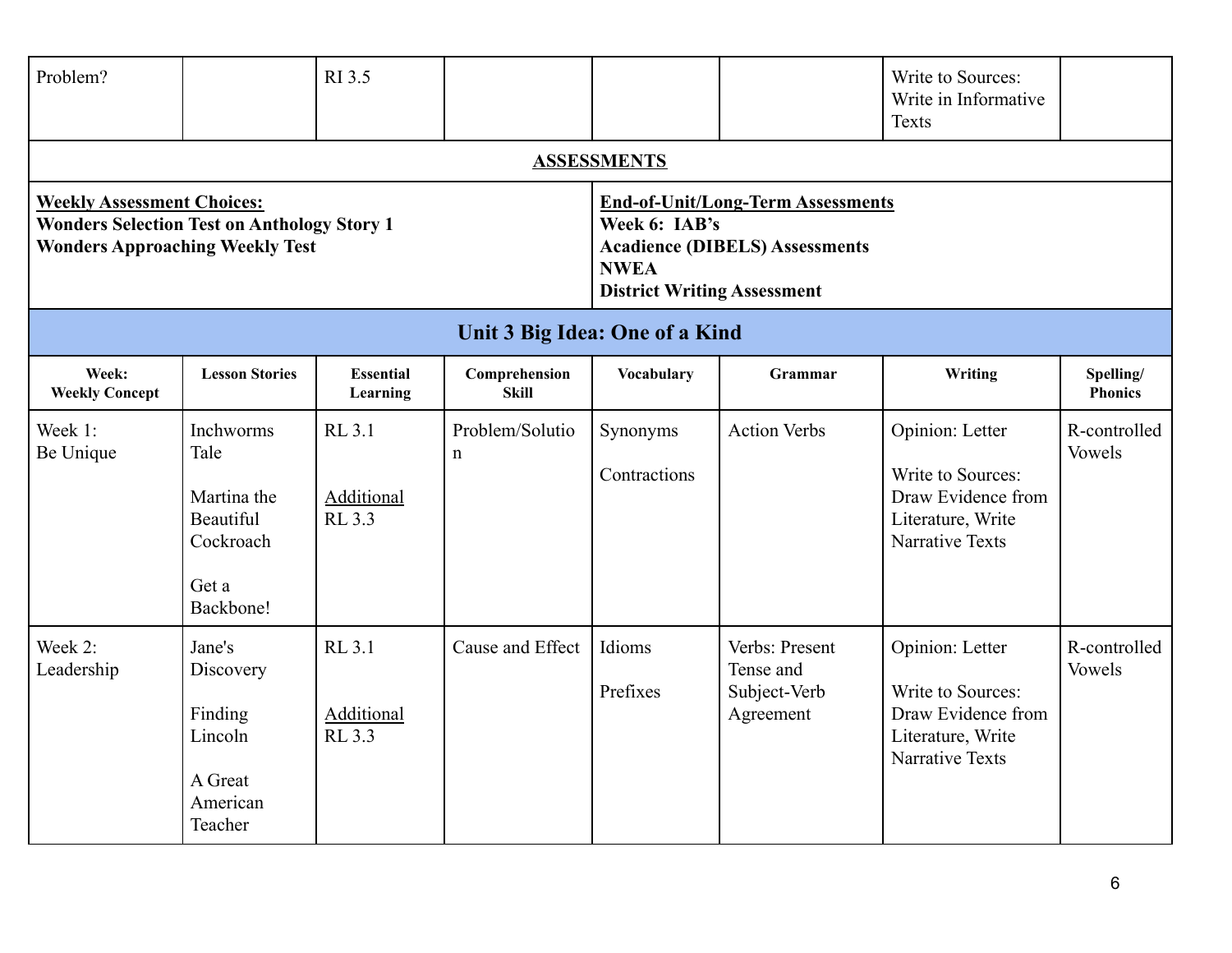| Problem? | | RI 3.5 | | | | Write to Sources: Write in Informative Texts | |
|---|---|---|---|---|---|---|---|

## ASSESSMENTS

| **Weekly Assessment Choices:** | **End-of-Unit/Long-Term Assessments** |
|---|---|
| **Wonders Selection Test on Anthology Story 1**<br>**Wonders Approaching Weekly Test** | **Week 6: IAB's**<br>**Acadience (DIBELS) Assessments**<br>**NWEA**<br>**District Writing Assessment** |

## Unit 3 Big Idea: One of a Kind

| Week: Weekly Concept | Lesson Stories | Essential Learning | Comprehension Skill | Vocabulary | Grammar | Writing | Spelling/ Phonics |
|---|---|---|---|---|---|---|---|
| Week 1: Be Unique | Inchworms Tale<br><br>Martina the Beautiful Cockroach<br><br>Get a Backbone! | RL 3.1<br><br>Additional RL 3.3 | Problem/Solution | Synonyms<br><br>Contractions | Action Verbs | Opinion: Letter<br><br>Write to Sources: Draw Evidence from Literature, Write Narrative Texts | R-controlled Vowels |
| Week 2: Leadership | Jane's Discovery<br><br>Finding Lincoln<br><br>A Great American Teacher | RL 3.1<br><br>Additional RL 3.3 | Cause and Effect | Idioms<br><br>Prefixes | Verbs: Present Tense and Subject-Verb Agreement | Opinion: Letter<br><br>Write to Sources: Draw Evidence from Literature, Write Narrative Texts | R-controlled Vowels |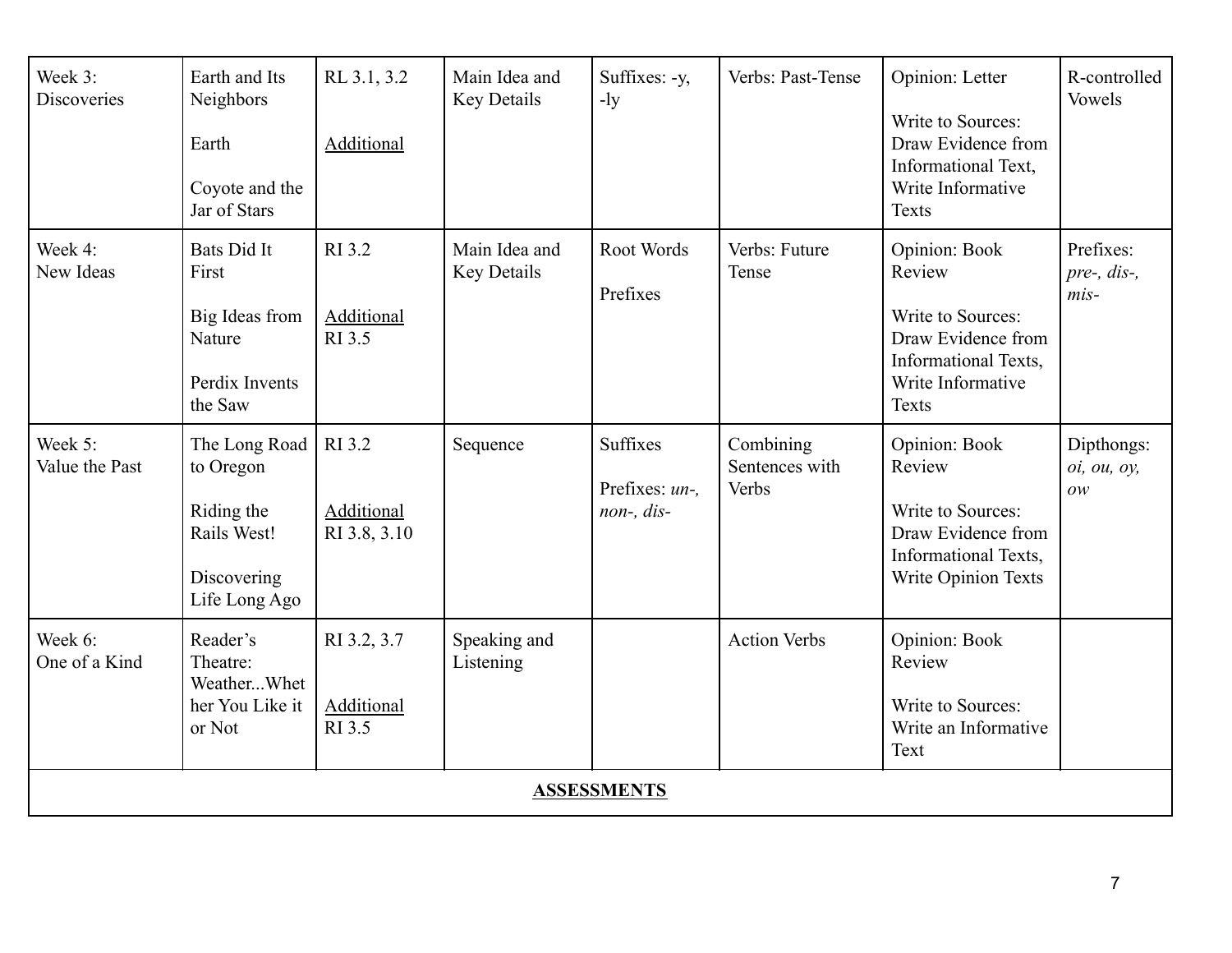| Week 3: Discoveries | Earth and Its Neighbors<br><br>Earth<br><br>Coyote and the Jar of Stars | RL 3.1, 3.2<br><br><u>Additional</u> | Main Idea and Key Details | Suffixes: -y, -ly | Verbs: Past-Tense | Opinion: Letter<br><br>Write to Sources: Draw Evidence from Informational Text, Write Informative Texts | R-controlled Vowels |
|---|---|---|---|---|---|---|---|
| Week 4: New Ideas | Bats Did It First<br><br>Big Ideas from Nature<br><br>Perdix Invents the Saw | RI 3.2<br><br><u>Additional</u><br>RI 3.5 | Main Idea and Key Details | Root Words<br><br>Prefixes | Verbs: Future Tense | Opinion: Book Review<br><br>Write to Sources: Draw Evidence from Informational Texts, Write Informative Texts | Prefixes: *pre-, dis-, mis-* |
| Week 5: Value the Past | The Long Road to Oregon<br><br>Riding the Rails West!<br><br>Discovering Life Long Ago | RI 3.2<br><br><u>Additional</u><br>RI 3.8, 3.10 | Sequence | Suffixes<br><br>Prefixes: *un-, non-, dis-* | Combining Sentences with Verbs | Opinion: Book Review<br><br>Write to Sources: Draw Evidence from Informational Texts, Write Opinion Texts | Dipthongs: *oi, ou, oy, ow* |
| Week 6: One of a Kind | Reader's Theatre: Weather...Whether You Like it or Not | RI 3.2, 3.7<br><br><u>Additional</u><br>RI 3.5 | Speaking and Listening | | Action Verbs | Opinion: Book Review<br><br>Write to Sources: Write an Informative Text | |
| **<u>ASSESSMENTS</u>** | | | | | | | |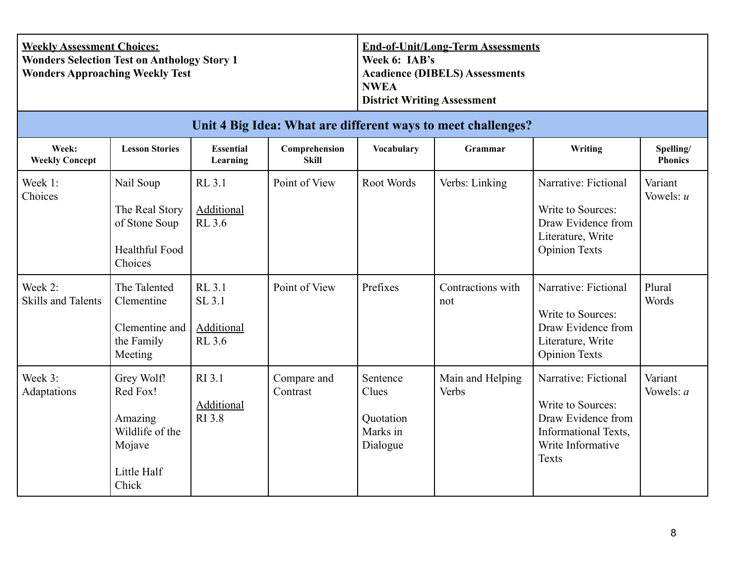| **Weekly Assessment Choices:**<br>**Wonders Selection Test on Anthology Story 1**<br>**Wonders Approaching Weekly Test** | **End-of-Unit/Long-Term Assessments**<br>**Week 6: IAB's**<br>**Acadience (DIBELS) Assessments**<br>**NWEA**<br>**District Writing Assessment** |
|---|---|

## Unit 4 Big Idea: What are different ways to meet challenges?

| Week: Weekly Concept | Lesson Stories | Essential Learning | Comprehension Skill | Vocabulary | Grammar | Writing | Spelling/ Phonics |
|---|---|---|---|---|---|---|---|
| Week 1: Choices | Nail Soup<br><br>The Real Story of Stone Soup<br><br>Healthful Food Choices | RL 3.1<br><br>Additional<br>RL 3.6 | Point of View | Root Words | Verbs: Linking | Narrative: Fictional<br><br>Write to Sources: Draw Evidence from Literature, Write Opinion Texts | Variant Vowels: *u* |
| Week 2: Skills and Talents | The Talented Clementine<br><br>Clementine and the Family Meeting | RL 3.1<br>SL 3.1<br><br>Additional<br>RL 3.6 | Point of View | Prefixes | Contractions with not | Narrative: Fictional<br><br>Write to Sources: Draw Evidence from Literature, Write Opinion Texts | Plural Words |
| Week 3: Adaptations | Grey Wolf! Red Fox!<br><br>Amazing Wildlife of the Mojave<br><br>Little Half Chick | RI 3.1<br><br>Additional<br>RI 3.8 | Compare and Contrast | Sentence Clues<br><br>Quotation Marks in Dialogue | Main and Helping Verbs | Narrative: Fictional<br><br>Write to Sources: Draw Evidence from Informational Texts, Write Informative Texts | Variant Vowels: *a* |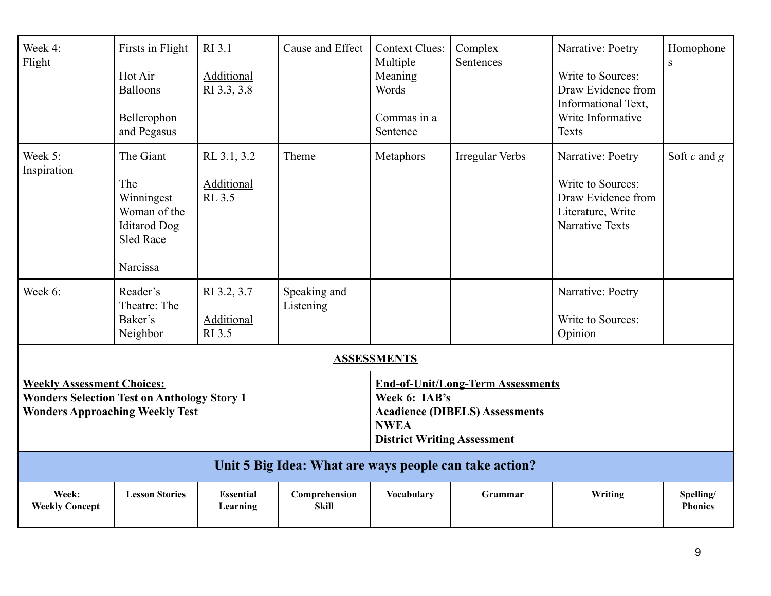| Week 4: Flight | Firsts in Flight<br><br>Hot Air Balloons<br><br>Bellerophon and Pegasus | RI 3.1<br><br><u>Additional</u> RI 3.3, 3.8 | Cause and Effect | Context Clues: Multiple Meaning Words<br><br>Commas in a Sentence | Complex Sentences | Narrative: Poetry<br><br>Write to Sources: Draw Evidence from Informational Text, Write Informative Texts | Homophones |
|---|---|---|---|---|---|---|---|
| Week 5: Inspiration | The Giant<br><br>The Winningest Woman of the Iditarod Dog Sled Race<br><br>Narcissa | RL 3.1, 3.2<br><br><u>Additional</u> RL 3.5 | Theme | Metaphors | Irregular Verbs | Narrative: Poetry<br><br>Write to Sources: Draw Evidence from Literature, Write Narrative Texts | Soft *c* and *g* |
| Week 6: | Reader's Theatre: The Baker's Neighbor | RI 3.2, 3.7<br><br><u>Additional</u> RI 3.5 | Speaking and Listening | | | Narrative: Poetry<br><br>Write to Sources: Opinion | |

**<u>ASSESSMENTS</u>**

| **<u>Weekly Assessment Choices:</u>** | **<u>End-of-Unit/Long-Term Assessments</u>** |
|---|---|
| **Wonders Selection Test on Anthology Story 1**<br>**Wonders Approaching Weekly Test** | **Week 6: IAB's**<br>**Acadience (DIBELS) Assessments**<br>**NWEA**<br>**District Writing Assessment** |

## Unit 5 Big Idea: What are ways people can take action?

| Week: Weekly Concept | Lesson Stories | Essential Learning | Comprehension Skill | Vocabulary | Grammar | Writing | Spelling/ Phonics |
|---|---|---|---|---|---|---|---|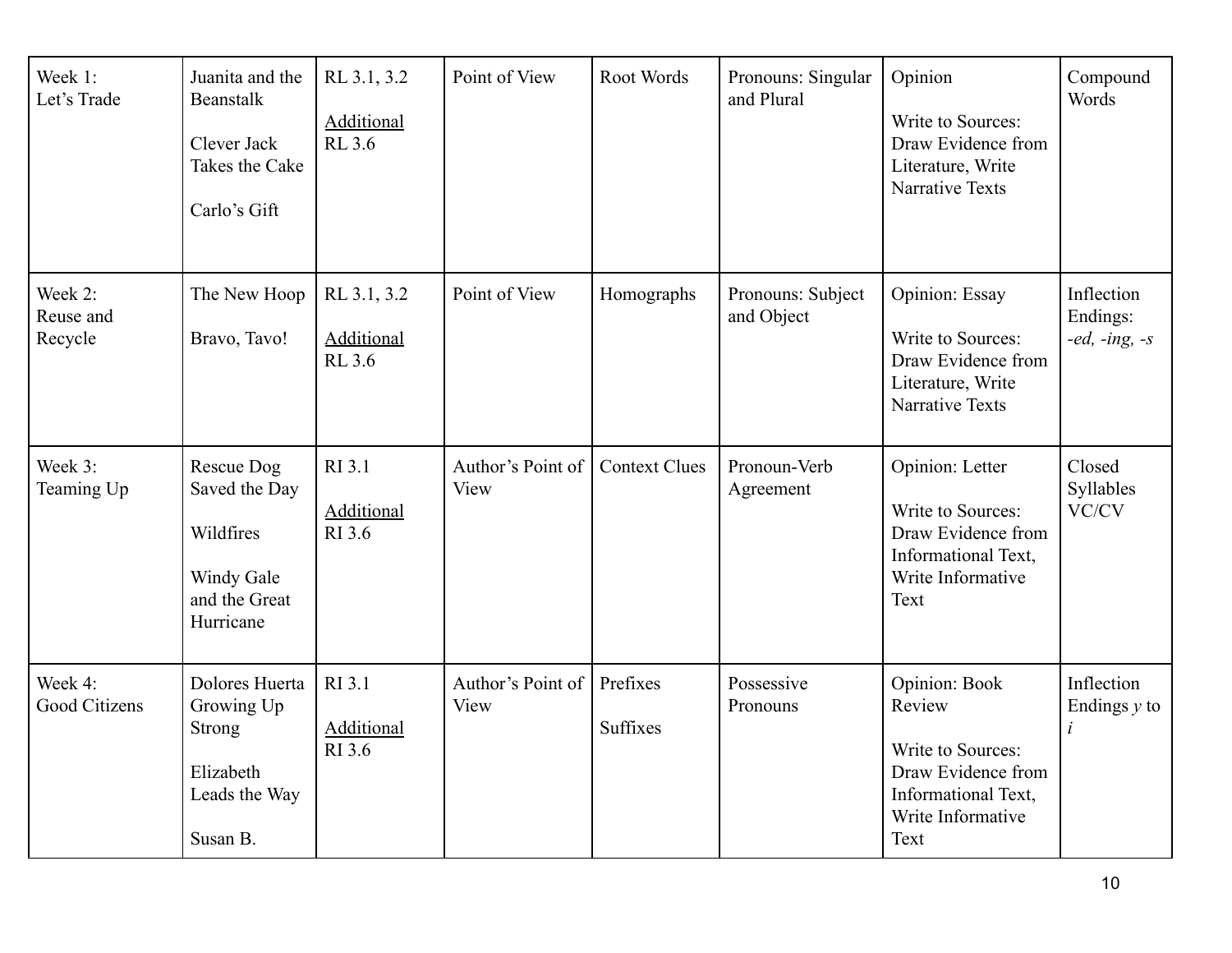| Week 1: Let's Trade | Juanita and the Beanstalk<br><br>Clever Jack Takes the Cake<br><br>Carlo's Gift | RL 3.1, 3.2<br><br><u>Additional</u><br>RL 3.6 | Point of View | Root Words | Pronouns: Singular and Plural | Opinion<br><br>Write to Sources: Draw Evidence from Literature, Write Narrative Texts | Compound Words |
|---|---|---|---|---|---|---|---|
| Week 2: Reuse and Recycle | The New Hoop<br><br>Bravo, Tavo! | RL 3.1, 3.2<br><br><u>Additional</u><br>RL 3.6 | Point of View | Homographs | Pronouns: Subject and Object | Opinion: Essay<br><br>Write to Sources: Draw Evidence from Literature, Write Narrative Texts | Inflection Endings: *-ed, -ing, -s* |
| Week 3: Teaming Up | Rescue Dog Saved the Day<br><br>Wildfires<br><br>Windy Gale and the Great Hurricane | RI 3.1<br><br><u>Additional</u><br>RI 3.6 | Author's Point of View | Context Clues | Pronoun-Verb Agreement | Opinion: Letter<br><br>Write to Sources: Draw Evidence from Informational Text, Write Informative Text | Closed Syllables VC/CV |
| Week 4: Good Citizens | Dolores Huerta Growing Up Strong<br><br>Elizabeth Leads the Way<br><br>Susan B. | RI 3.1<br><br><u>Additional</u><br>RI 3.6 | Author's Point of View | Prefixes<br><br>Suffixes | Possessive Pronouns | Opinion: Book Review<br><br>Write to Sources: Draw Evidence from Informational Text, Write Informative Text | Inflection Endings *y* to *i* |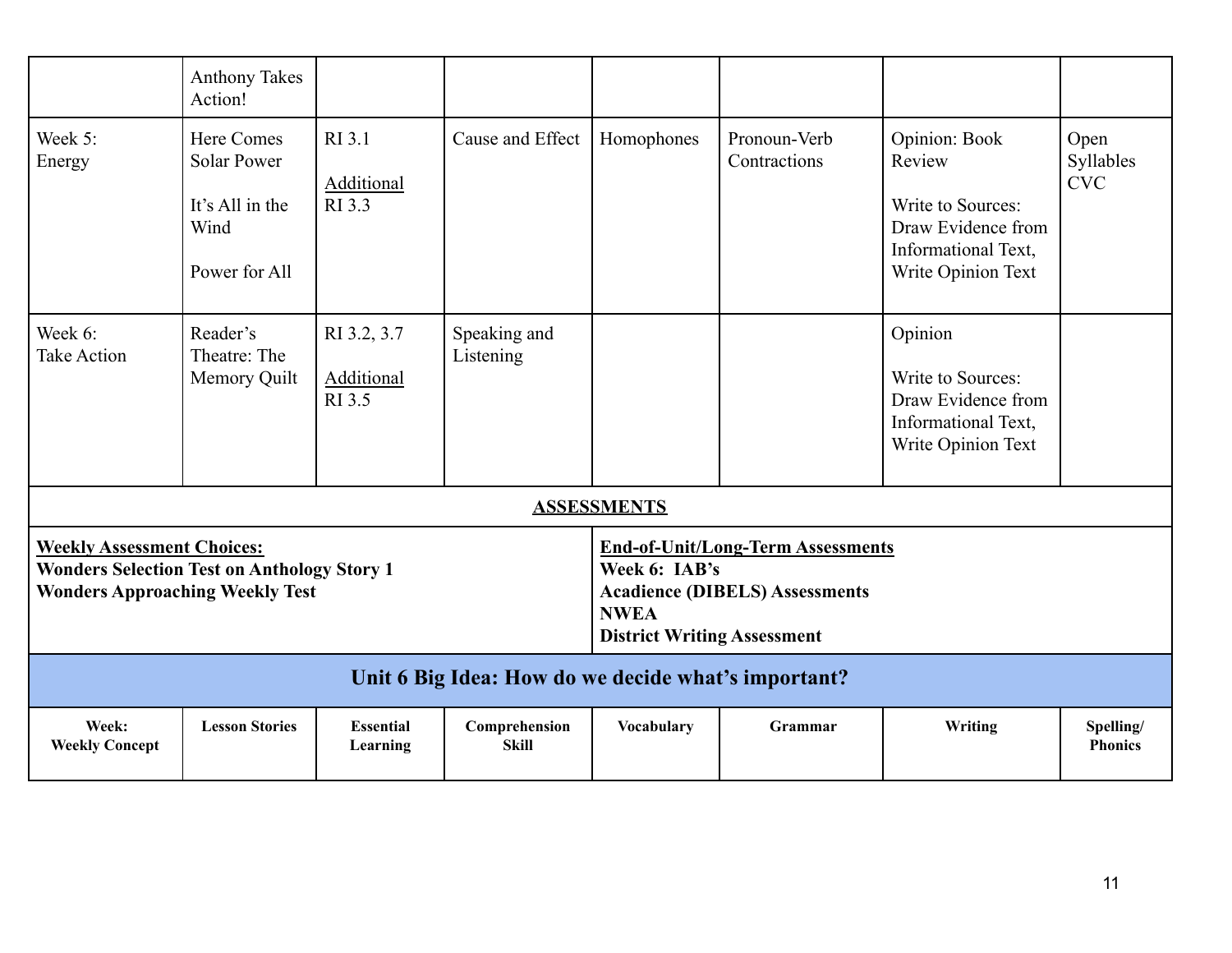| | | | | | | | |
|---|---|---|---|---|---|---|---|
| | Anthony Takes Action! | | | | | | |
| Week 5: Energy | Here Comes Solar Power<br><br>It's All in the Wind<br><br>Power for All | RI 3.1<br><br>Additional RI 3.3 | Cause and Effect | Homophones | Pronoun-Verb Contractions | Opinion: Book Review<br><br>Write to Sources: Draw Evidence from Informational Text, Write Opinion Text | Open Syllables CVC |
| Week 6: Take Action | Reader's Theatre: The Memory Quilt | RI 3.2, 3.7<br><br>Additional RI 3.5 | Speaking and Listening | | | Opinion<br><br>Write to Sources: Draw Evidence from Informational Text, Write Opinion Text | |

**ASSESSMENTS**

| | |
|---|---|
| **Weekly Assessment Choices:**<br>**Wonders Selection Test on Anthology Story 1**<br>**Wonders Approaching Weekly Test** | **End-of-Unit/Long-Term Assessments**<br>**Week 6: IAB's**<br>**Acadience (DIBELS) Assessments**<br>**NWEA**<br>**District Writing Assessment** |

## Unit 6 Big Idea: How do we decide what's important?

| Week: Weekly Concept | Lesson Stories | Essential Learning | Comprehension Skill | Vocabulary | Grammar | Writing | Spelling/ Phonics |
|---|---|---|---|---|---|---|---|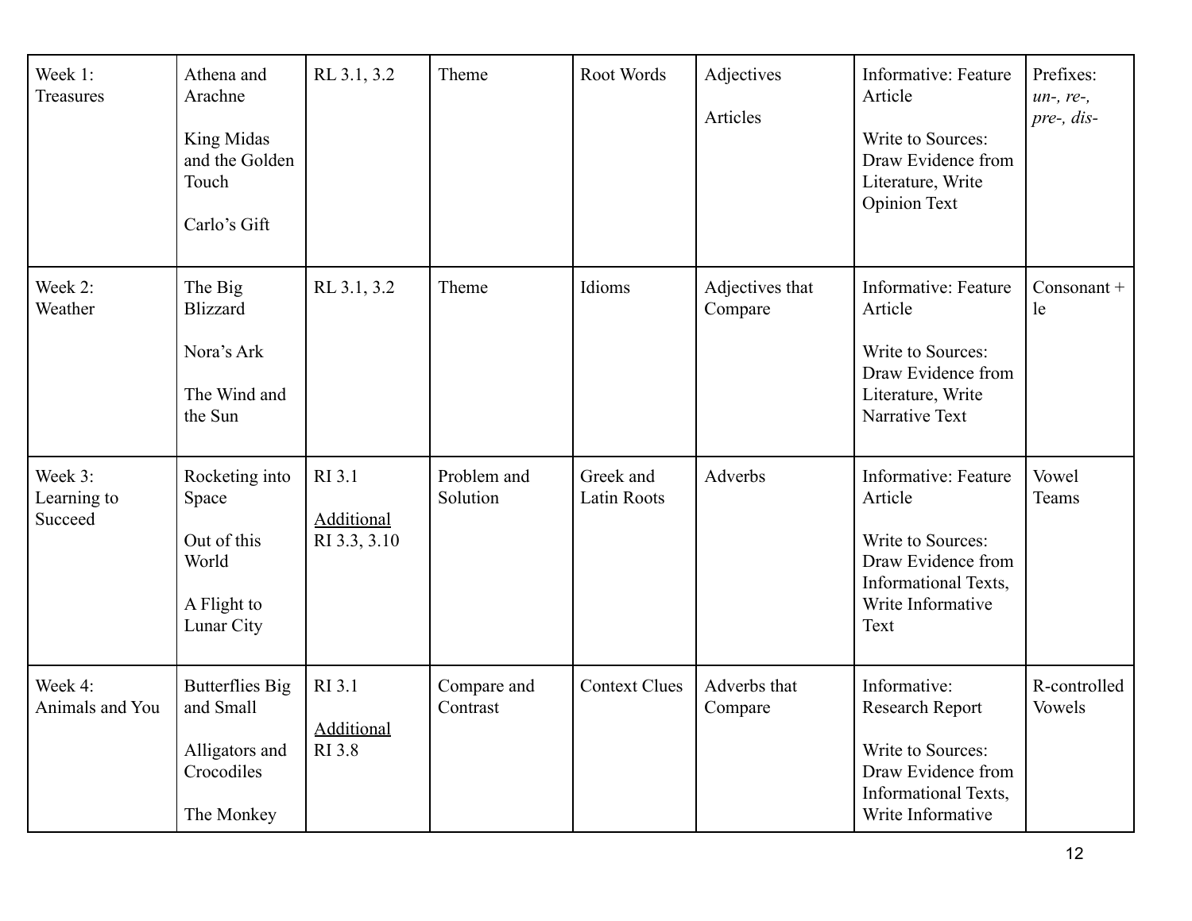| Week 1: Treasures | Athena and Arachne<br><br>King Midas and the Golden Touch<br><br>Carlo's Gift | RL 3.1, 3.2 | Theme | Root Words | Adjectives<br><br>Articles | Informative: Feature Article<br><br>Write to Sources: Draw Evidence from Literature, Write Opinion Text | Prefixes: *un-, re-, pre-, dis-* |
|---|---|---|---|---|---|---|---|
| Week 2: Weather | The Big Blizzard<br><br>Nora's Ark<br><br>The Wind and the Sun | RL 3.1, 3.2 | Theme | Idioms | Adjectives that Compare | Informative: Feature Article<br><br>Write to Sources: Draw Evidence from Literature, Write Narrative Text | Consonant + le |
| Week 3: Learning to Succeed | Rocketing into Space<br><br>Out of this World<br><br>A Flight to Lunar City | RI 3.1<br><br><u>Additional</u><br>RI 3.3, 3.10 | Problem and Solution | Greek and Latin Roots | Adverbs | Informative: Feature Article<br><br>Write to Sources: Draw Evidence from Informational Texts, Write Informative Text | Vowel Teams |
| Week 4: Animals and You | Butterflies Big and Small<br><br>Alligators and Crocodiles<br><br>The Monkey | RI 3.1<br><br><u>Additional</u><br>RI 3.8 | Compare and Contrast | Context Clues | Adverbs that Compare | Informative: Research Report<br><br>Write to Sources: Draw Evidence from Informational Texts, Write Informative | R-controlled Vowels |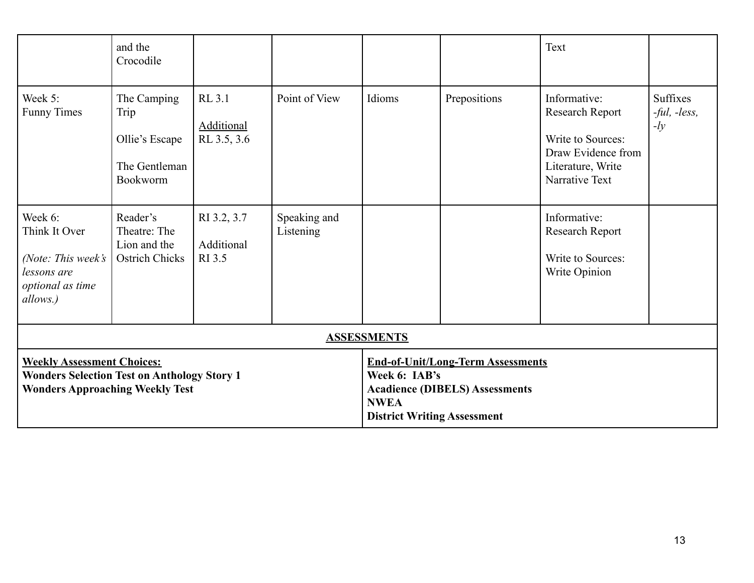| | | | | | | | |
|---|---|---|---|---|---|---|---|
| | and the Crocodile | | | | | Text | |
| Week 5: Funny Times | The Camping Trip<br><br>Ollie's Escape<br><br>The Gentleman Bookworm | RL 3.1<br><br><u>Additional</u> RL 3.5, 3.6 | Point of View | Idioms | Prepositions | Informative: Research Report<br><br>Write to Sources: Draw Evidence from Literature, Write Narrative Text | Suffixes *-ful, -less, -ly* |
| Week 6: Think It Over<br><br>*(Note: This week's lessons are optional as time allows.)* | Reader's Theatre: The Lion and the Ostrich Chicks | RI 3.2, 3.7<br><br>Additional RI 3.5 | Speaking and Listening | | | Informative: Research Report<br><br>Write to Sources: Write Opinion | |

**<u>ASSESSMENTS</u>**

| | |
|---|---|
| **<u>Weekly Assessment Choices:</u>**<br>**Wonders Selection Test on Anthology Story 1**<br>**Wonders Approaching Weekly Test** | **<u>End-of-Unit/Long-Term Assessments</u>**<br>**Week 6: IAB's**<br>**Acadience (DIBELS) Assessments**<br>**NWEA**<br>**District Writing Assessment** |